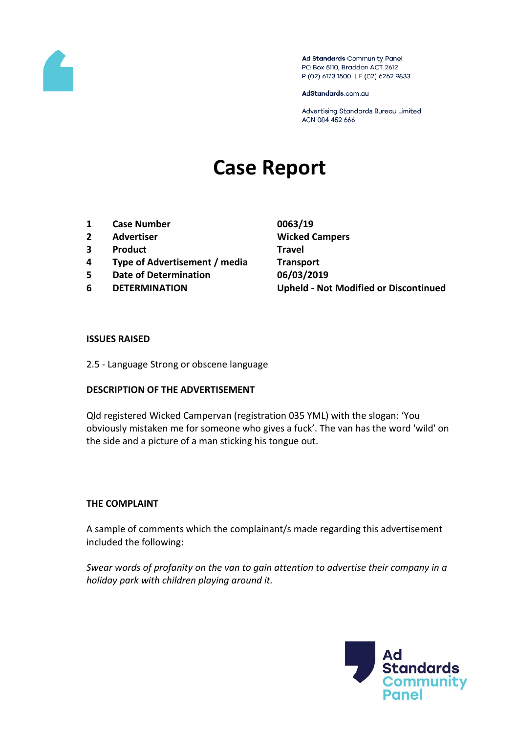Ad Standards Community Panel
PO Box 5110, Braddon ACT 2612
P (02) 6173 1500 | F (02) 6262 9833

AdStandards.com.au

Advertising Standards Bureau Limited
ACN 084 452 666

# Case Report

| | | |
|---|---|---|
| 1 | **Case Number** | **0063/19** |
| 2 | **Advertiser** | **Wicked Campers** |
| 3 | **Product** | **Travel** |
| 4 | **Type of Advertisement / media** | **Transport** |
| 5 | **Date of Determination** | **06/03/2019** |
| 6 | **DETERMINATION** | **Upheld - Not Modified or Discontinued** |

**ISSUES RAISED**

2.5 - Language Strong or obscene language

**DESCRIPTION OF THE ADVERTISEMENT**

Qld registered Wicked Campervan (registration 035 YML) with the slogan: 'You obviously mistaken me for someone who gives a fuck'. The van has the word 'wild' on the side and a picture of a man sticking his tongue out.

**THE COMPLAINT**

A sample of comments which the complainant/s made regarding this advertisement included the following:

*Swear words of profanity on the van to gain attention to advertise their company in a holiday park with children playing around it.*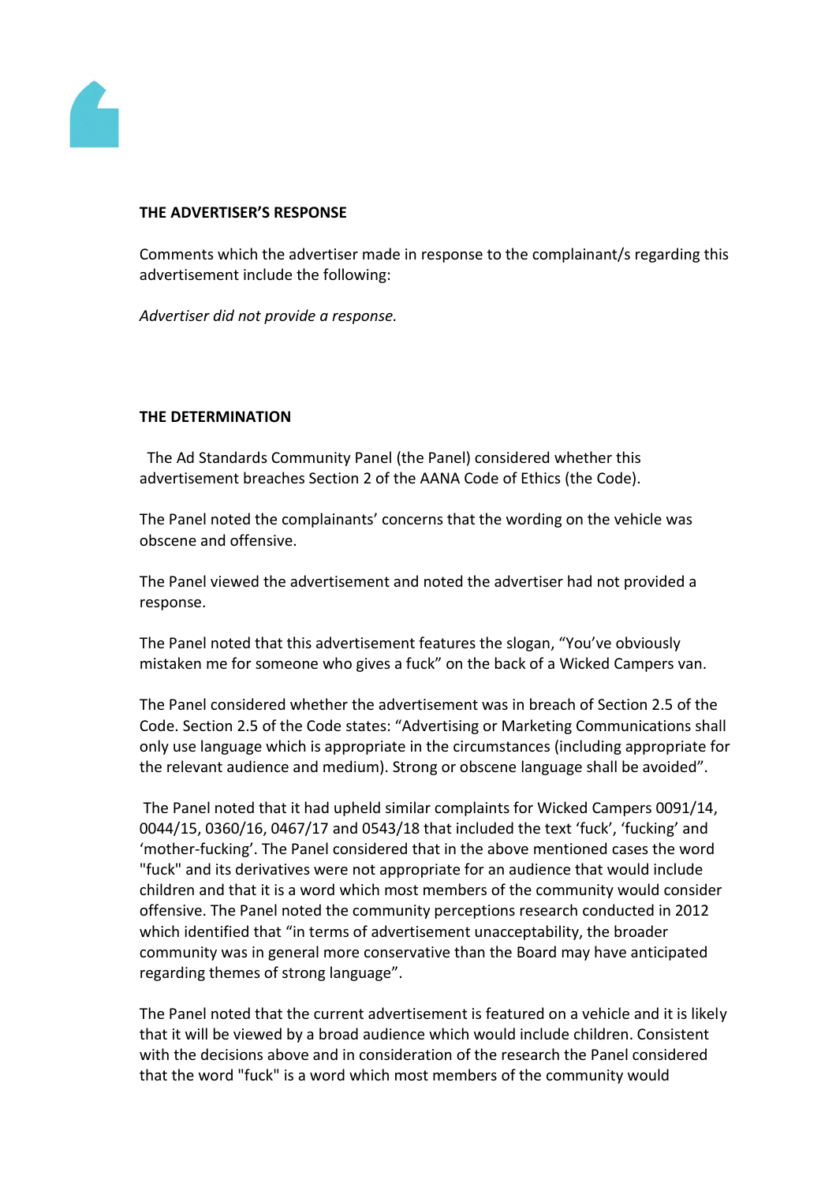**THE ADVERTISER'S RESPONSE**

Comments which the advertiser made in response to the complainant/s regarding this advertisement include the following:

*Advertiser did not provide a response.*

**THE DETERMINATION**

The Ad Standards Community Panel (the Panel) considered whether this advertisement breaches Section 2 of the AANA Code of Ethics (the Code).

The Panel noted the complainants' concerns that the wording on the vehicle was obscene and offensive.

The Panel viewed the advertisement and noted the advertiser had not provided a response.

The Panel noted that this advertisement features the slogan, "You've obviously mistaken me for someone who gives a fuck" on the back of a Wicked Campers van.

The Panel considered whether the advertisement was in breach of Section 2.5 of the Code. Section 2.5 of the Code states: "Advertising or Marketing Communications shall only use language which is appropriate in the circumstances (including appropriate for the relevant audience and medium). Strong or obscene language shall be avoided".

The Panel noted that it had upheld similar complaints for Wicked Campers 0091/14, 0044/15, 0360/16, 0467/17 and 0543/18 that included the text 'fuck', 'fucking' and 'mother-fucking'. The Panel considered that in the above mentioned cases the word "fuck" and its derivatives were not appropriate for an audience that would include children and that it is a word which most members of the community would consider offensive. The Panel noted the community perceptions research conducted in 2012 which identified that "in terms of advertisement unacceptability, the broader community was in general more conservative than the Board may have anticipated regarding themes of strong language".

The Panel noted that the current advertisement is featured on a vehicle and it is likely that it will be viewed by a broad audience which would include children. Consistent with the decisions above and in consideration of the research the Panel considered that the word "fuck" is a word which most members of the community would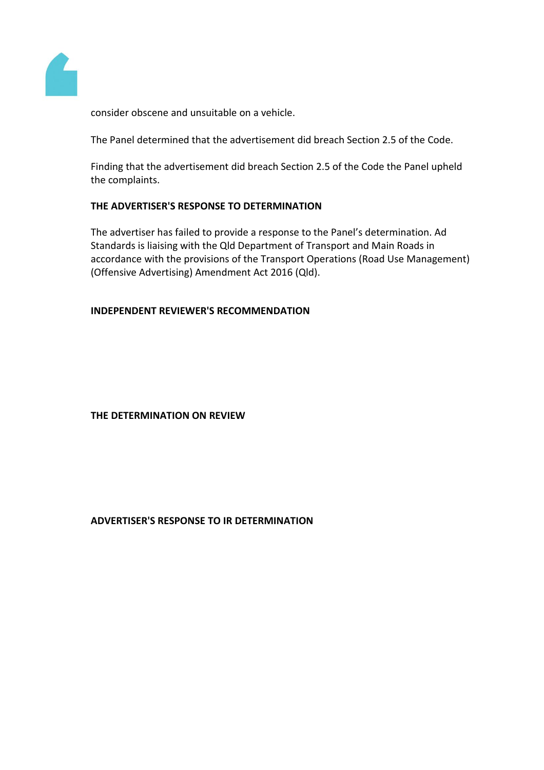consider obscene and unsuitable on a vehicle.

The Panel determined that the advertisement did breach Section 2.5 of the Code.

Finding that the advertisement did breach Section 2.5 of the Code the Panel upheld the complaints.

**THE ADVERTISER'S RESPONSE TO DETERMINATION**

The advertiser has failed to provide a response to the Panel's determination. Ad Standards is liaising with the Qld Department of Transport and Main Roads in accordance with the provisions of the Transport Operations (Road Use Management) (Offensive Advertising) Amendment Act 2016 (Qld).

**INDEPENDENT REVIEWER'S RECOMMENDATION**

**THE DETERMINATION ON REVIEW**

**ADVERTISER'S RESPONSE TO IR DETERMINATION**